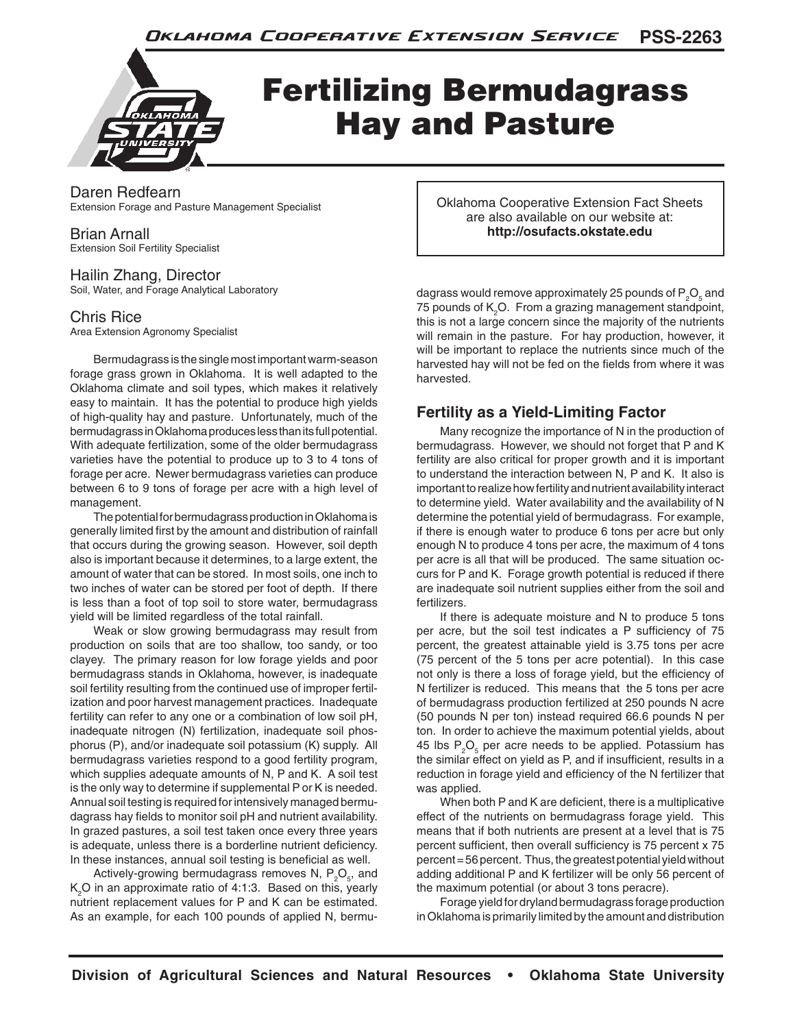# Fertilizing Bermudagrass Hay and Pasture

Daren Redfearn
Extension Forage and Pasture Management Specialist

Brian Arnall
Extension Soil Fertility Specialist

Hailin Zhang, Director
Soil, Water, and Forage Analytical Laboratory

Chris Rice
Area Extension Agronomy Specialist

Oklahoma Cooperative Extension Fact Sheets are also available on our website at: **http://osufacts.okstate.edu**

Bermudagrass is the single most important warm-season forage grass grown in Oklahoma. It is well adapted to the Oklahoma climate and soil types, which makes it relatively easy to maintain. It has the potential to produce high yields of high-quality hay and pasture. Unfortunately, much of the bermudagrass in Oklahoma produces less than its full potential. With adequate fertilization, some of the older bermudagrass varieties have the potential to produce up to 3 to 4 tons of forage per acre. Newer bermudagrass varieties can produce between 6 to 9 tons of forage per acre with a high level of management.

The potential for bermudagrass production in Oklahoma is generally limited first by the amount and distribution of rainfall that occurs during the growing season. However, soil depth also is important because it determines, to a large extent, the amount of water that can be stored. In most soils, one inch to two inches of water can be stored per foot of depth. If there is less than a foot of top soil to store water, bermudagrass yield will be limited regardless of the total rainfall.

Weak or slow growing bermudagrass may result from production on soils that are too shallow, too sandy, or too clayey. The primary reason for low forage yields and poor bermudagrass stands in Oklahoma, however, is inadequate soil fertility resulting from the continued use of improper fertilization and poor harvest management practices. Inadequate fertility can refer to any one or a combination of low soil pH, inadequate nitrogen (N) fertilization, inadequate soil phosphorus (P), and/or inadequate soil potassium (K) supply. All bermudagrass varieties respond to a good fertility program, which supplies adequate amounts of N, P and K. A soil test is the only way to determine if supplemental P or K is needed. Annual soil testing is required for intensively managed bermudagrass hay fields to monitor soil pH and nutrient availability. In grazed pastures, a soil test taken once every three years is adequate, unless there is a borderline nutrient deficiency. In these instances, annual soil testing is beneficial as well.

Actively-growing bermudagrass removes N, $P_2O_5$, and $K_2O$ in an approximate ratio of 4:1:3. Based on this, yearly nutrient replacement values for P and K can be estimated. As an example, for each 100 pounds of applied N, bermudagrass would remove approximately 25 pounds of $P_2O_5$ and 75 pounds of $K_2O$. From a grazing management standpoint, this is not a large concern since the majority of the nutrients will remain in the pasture. For hay production, however, it will be important to replace the nutrients since much of the harvested hay will not be fed on the fields from where it was harvested.

## Fertility as a Yield-Limiting Factor

Many recognize the importance of N in the production of bermudagrass. However, we should not forget that P and K fertility are also critical for proper growth and it is important to understand the interaction between N, P and K. It also is important to realize how fertility and nutrient availability interact to determine yield. Water availability and the availability of N determine the potential yield of bermudagrass. For example, if there is enough water to produce 6 tons per acre but only enough N to produce 4 tons per acre, the maximum of 4 tons per acre is all that will be produced. The same situation occurs for P and K. Forage growth potential is reduced if there are inadequate soil nutrient supplies either from the soil and fertilizers.

If there is adequate moisture and N to produce 5 tons per acre, but the soil test indicates a P sufficiency of 75 percent, the greatest attainable yield is 3.75 tons per acre (75 percent of the 5 tons per acre potential). In this case not only is there a loss of forage yield, but the efficiency of N fertilizer is reduced. This means that the 5 tons per acre of bermudagrass production fertilized at 250 pounds N acre (50 pounds N per ton) instead required 66.6 pounds N per ton. In order to achieve the maximum potential yields, about 45 lbs $P_2O_5$ per acre needs to be applied. Potassium has the similar effect on yield as P, and if insufficient, results in a reduction in forage yield and efficiency of the N fertilizer that was applied.

When both P and K are deficient, there is a multiplicative effect of the nutrients on bermudagrass forage yield. This means that if both nutrients are present at a level that is 75 percent sufficient, then overall sufficiency is 75 percent x 75 percent = 56 percent. Thus, the greatest potential yield without adding additional P and K fertilizer will be only 56 percent of the maximum potential (or about 3 tons peracre).

Forage yield for dryland bermudagrass forage production in Oklahoma is primarily limited by the amount and distribution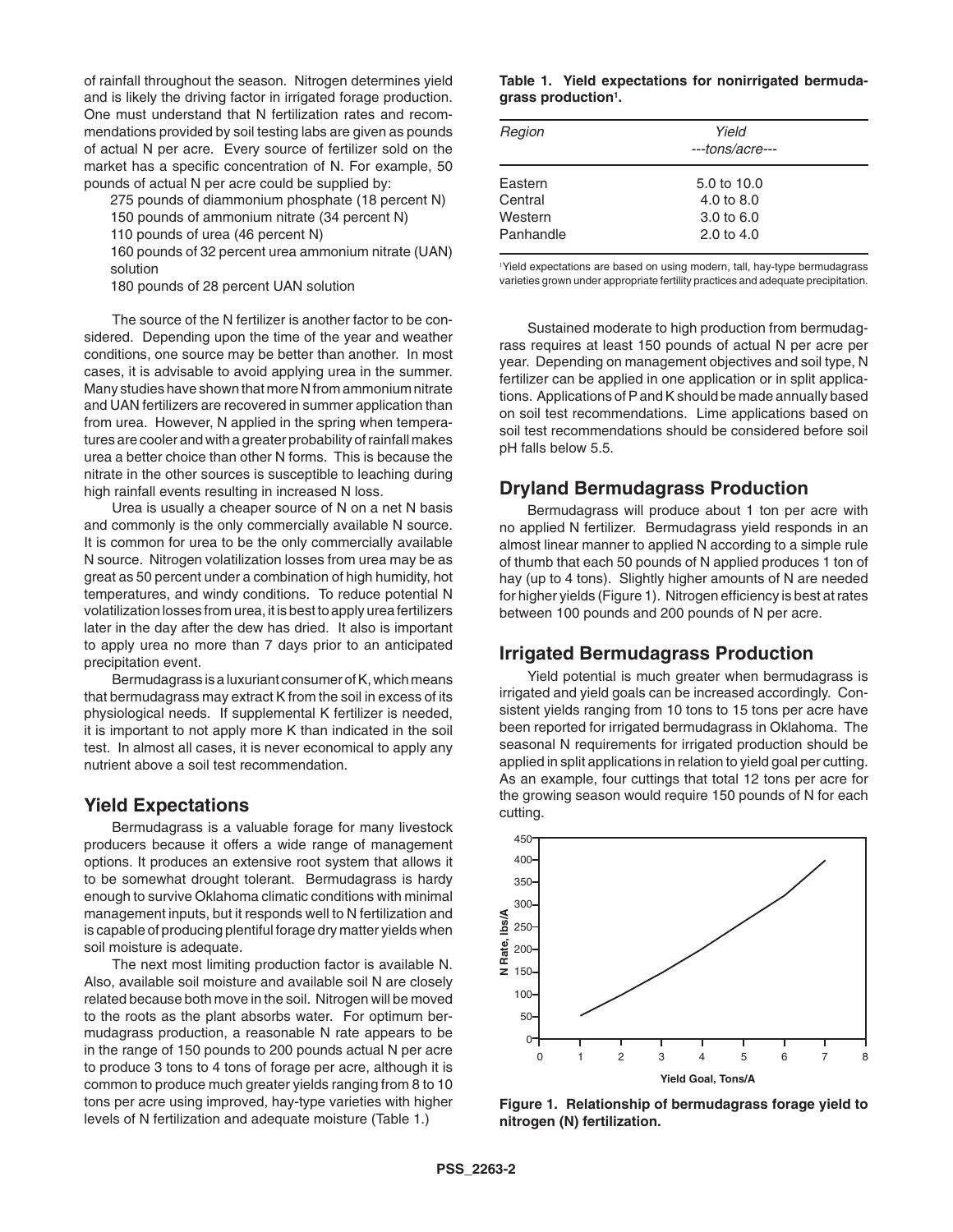of rainfall throughout the season. Nitrogen determines yield and is likely the driving factor in irrigated forage production. One must understand that N fertilization rates and recommendations provided by soil testing labs are given as pounds of actual N per acre. Every source of fertilizer sold on the market has a specific concentration of N. For example, 50 pounds of actual N per acre could be supplied by:

275 pounds of diammonium phosphate (18 percent N)
150 pounds of ammonium nitrate (34 percent N)
110 pounds of urea (46 percent N)
160 pounds of 32 percent urea ammonium nitrate (UAN) solution
180 pounds of 28 percent UAN solution

The source of the N fertilizer is another factor to be considered. Depending upon the time of the year and weather conditions, one source may be better than another. In most cases, it is advisable to avoid applying urea in the summer. Many studies have shown that more N from ammonium nitrate and UAN fertilizers are recovered in summer application than from urea. However, N applied in the spring when temperatures are cooler and with a greater probability of rainfall makes urea a better choice than other N forms. This is because the nitrate in the other sources is susceptible to leaching during high rainfall events resulting in increased N loss.

Urea is usually a cheaper source of N on a net N basis and commonly is the only commercially available N source. It is common for urea to be the only commercially available N source. Nitrogen volatilization losses from urea may be as great as 50 percent under a combination of high humidity, hot temperatures, and windy conditions. To reduce potential N volatilization losses from urea, it is best to apply urea fertilizers later in the day after the dew has dried. It also is important to apply urea no more than 7 days prior to an anticipated precipitation event.

Bermudagrass is a luxuriant consumer of K, which means that bermudagrass may extract K from the soil in excess of its physiological needs. If supplemental K fertilizer is needed, it is important to not apply more K than indicated in the soil test. In almost all cases, it is never economical to apply any nutrient above a soil test recommendation.

## Yield Expectations

Bermudagrass is a valuable forage for many livestock producers because it offers a wide range of management options. It produces an extensive root system that allows it to be somewhat drought tolerant. Bermudagrass is hardy enough to survive Oklahoma climatic conditions with minimal management inputs, but it responds well to N fertilization and is capable of producing plentiful forage dry matter yields when soil moisture is adequate.

The next most limiting production factor is available N. Also, available soil moisture and available soil N are closely related because both move in the soil. Nitrogen will be moved to the roots as the plant absorbs water. For optimum bermudagrass production, a reasonable N rate appears to be in the range of 150 pounds to 200 pounds actual N per acre to produce 3 tons to 4 tons of forage per acre, although it is common to produce much greater yields ranging from 8 to 10 tons per acre using improved, hay-type varieties with higher levels of N fertilization and adequate moisture (Table 1.)

**Table 1. Yield expectations for nonirrigated bermudagrass production[1].**

| *Region* | *Yield* *---tons/acre---* |
|---|---|
| Eastern | 5.0 to 10.0 |
| Central | 4.0 to 8.0 |
| Western | 3.0 to 6.0 |
| Panhandle | 2.0 to 4.0 |

[1]Yield expectations are based on using modern, tall, hay-type bermudagrass varieties grown under appropriate fertility practices and adequate precipitation.

Sustained moderate to high production from bermudagrass requires at least 150 pounds of actual N per acre per year. Depending on management objectives and soil type, N fertilizer can be applied in one application or in split applications. Applications of P and K should be made annually based on soil test recommendations. Lime applications based on soil test recommendations should be considered before soil pH falls below 5.5.

## Dryland Bermudagrass Production

Bermudagrass will produce about 1 ton per acre with no applied N fertilizer. Bermudagrass yield responds in an almost linear manner to applied N according to a simple rule of thumb that each 50 pounds of N applied produces 1 ton of hay (up to 4 tons). Slightly higher amounts of N are needed for higher yields (Figure 1). Nitrogen efficiency is best at rates between 100 pounds and 200 pounds of N per acre.

## Irrigated Bermudagrass Production

Yield potential is much greater when bermudagrass is irrigated and yield goals can be increased accordingly. Consistent yields ranging from 10 tons to 15 tons per acre have been reported for irrigated bermudagrass in Oklahoma. The seasonal N requirements for irrigated production should be applied in split applications in relation to yield goal per cutting. As an example, four cuttings that total 12 tons per acre for the growing season would require 150 pounds of N for each cutting.

**Figure 1. Relationship of bermudagrass forage yield to nitrogen (N) fertilization.**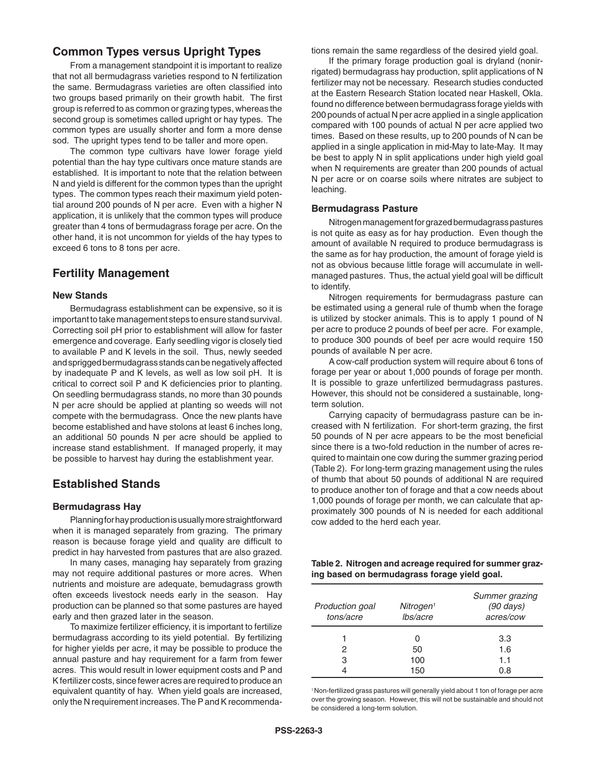## Common Types versus Upright Types

From a management standpoint it is important to realize that not all bermudagrass varieties respond to N fertilization the same. Bermudagrass varieties are often classified into two groups based primarily on their growth habit. The first group is referred to as common or grazing types, whereas the second group is sometimes called upright or hay types. The common types are usually shorter and form a more dense sod. The upright types tend to be taller and more open.

The common type cultivars have lower forage yield potential than the hay type cultivars once mature stands are established. It is important to note that the relation between N and yield is different for the common types than the upright types. The common types reach their maximum yield potential around 200 pounds of N per acre. Even with a higher N application, it is unlikely that the common types will produce greater than 4 tons of bermudagrass forage per acre. On the other hand, it is not uncommon for yields of the hay types to exceed 6 tons to 8 tons per acre.

## Fertility Management

### New Stands

Bermudagrass establishment can be expensive, so it is important to take management steps to ensure stand survival. Correcting soil pH prior to establishment will allow for faster emergence and coverage. Early seedling vigor is closely tied to available P and K levels in the soil. Thus, newly seeded and sprigged bermudagrass stands can be negatively affected by inadequate P and K levels, as well as low soil pH. It is critical to correct soil P and K deficiencies prior to planting. On seedling bermudagrass stands, no more than 30 pounds N per acre should be applied at planting so weeds will not compete with the bermudagrass. Once the new plants have become established and have stolons at least 6 inches long, an additional 50 pounds N per acre should be applied to increase stand establishment. If managed properly, it may be possible to harvest hay during the establishment year.

## Established Stands

### Bermudagrass Hay

Planning for hay production is usually more straightforward when it is managed separately from grazing. The primary reason is because forage yield and quality are difficult to predict in hay harvested from pastures that are also grazed.

In many cases, managing hay separately from grazing may not require additional pastures or more acres. When nutrients and moisture are adequate, bemudagrass growth often exceeds livestock needs early in the season. Hay production can be planned so that some pastures are hayed early and then grazed later in the season.

To maximize fertilizer efficiency, it is important to fertilize bermudagrass according to its yield potential. By fertilizing for higher yields per acre, it may be possible to produce the annual pasture and hay requirement for a farm from fewer acres. This would result in lower equipment costs and P and K fertilizer costs, since fewer acres are required to produce an equivalent quantity of hay. When yield goals are increased, only the N requirement increases. The P and K recommendations remain the same regardless of the desired yield goal.

If the primary forage production goal is dryland (nonirrigated) bermudagrass hay production, split applications of N fertilizer may not be necessary. Research studies conducted at the Eastern Research Station located near Haskell, Okla. found no difference between bermudagrass forage yields with 200 pounds of actual N per acre applied in a single application compared with 100 pounds of actual N per acre applied two times. Based on these results, up to 200 pounds of N can be applied in a single application in mid-May to late-May. It may be best to apply N in split applications under high yield goal when N requirements are greater than 200 pounds of actual N per acre or on coarse soils where nitrates are subject to leaching.

### Bermudagrass Pasture

Nitrogen management for grazed bermudagrass pastures is not quite as easy as for hay production. Even though the amount of available N required to produce bermudagrass is the same as for hay production, the amount of forage yield is not as obvious because little forage will accumulate in well-managed pastures. Thus, the actual yield goal will be difficult to identify.

Nitrogen requirements for bermudagrass pasture can be estimated using a general rule of thumb when the forage is utilized by stocker animals. This is to apply 1 pound of N per acre to produce 2 pounds of beef per acre. For example, to produce 300 pounds of beef per acre would require 150 pounds of available N per acre.

A cow-calf production system will require about 6 tons of forage per year or about 1,000 pounds of forage per month. It is possible to graze unfertilized bermudagrass pastures. However, this should not be considered a sustainable, long-term solution.

Carrying capacity of bermudagrass pasture can be increased with N fertilization. For short-term grazing, the first 50 pounds of N per acre appears to be the most beneficial since there is a two-fold reduction in the number of acres required to maintain one cow during the summer grazing period (Table 2). For long-term grazing management using the rules of thumb that about 50 pounds of additional N are required to produce another ton of forage and that a cow needs about 1,000 pounds of forage per month, we can calculate that approximately 300 pounds of N is needed for each additional cow added to the herd each year.

**Table 2. Nitrogen and acreage required for summer grazing based on bermudagrass forage yield goal.**

| *Production goal tons/acre* | *Nitrogen[1] lbs/acre* | *Summer grazing (90 days) acres/cow* |
|---|---|---|
| 1 | 0 | 3.3 |
| 2 | 50 | 1.6 |
| 3 | 100 | 1.1 |
| 4 | 150 | 0.8 |

[1] Non-fertilized grass pastures will generally yield about 1 ton of forage per acre over the growing season. However, this will not be sustainable and should not be considered a long-term solution.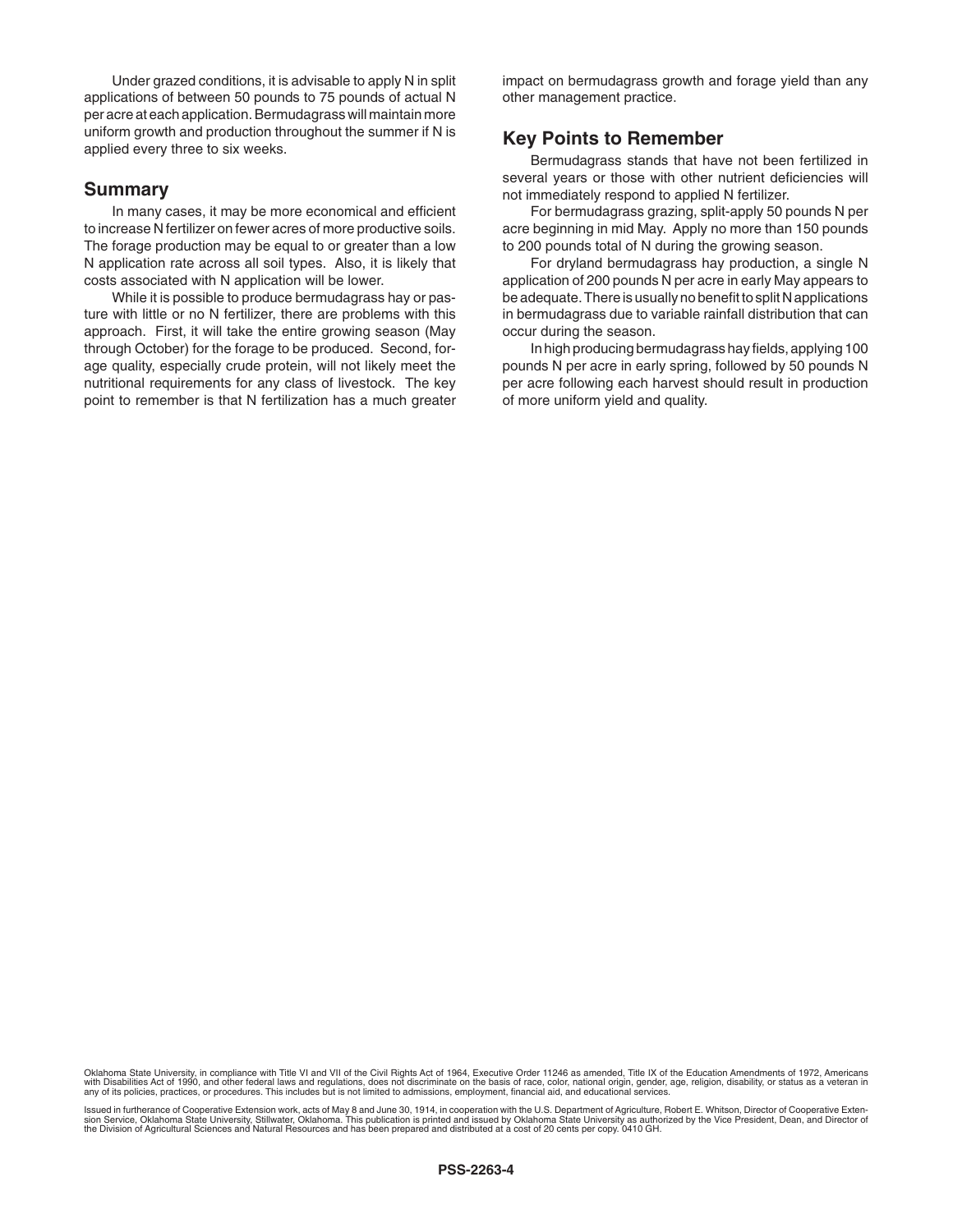Under grazed conditions, it is advisable to apply N in split applications of between 50 pounds to 75 pounds of actual N per acre at each application. Bermudagrass will maintain more uniform growth and production throughout the summer if N is applied every three to six weeks.

## Summary

In many cases, it may be more economical and efficient to increase N fertilizer on fewer acres of more productive soils. The forage production may be equal to or greater than a low N application rate across all soil types. Also, it is likely that costs associated with N application will be lower.

While it is possible to produce bermudagrass hay or pasture with little or no N fertilizer, there are problems with this approach. First, it will take the entire growing season (May through October) for the forage to be produced. Second, forage quality, especially crude protein, will not likely meet the nutritional requirements for any class of livestock. The key point to remember is that N fertilization has a much greater impact on bermudagrass growth and forage yield than any other management practice.

## Key Points to Remember

Bermudagrass stands that have not been fertilized in several years or those with other nutrient deficiencies will not immediately respond to applied N fertilizer.

For bermudagrass grazing, split-apply 50 pounds N per acre beginning in mid May. Apply no more than 150 pounds to 200 pounds total of N during the growing season.

For dryland bermudagrass hay production, a single N application of 200 pounds N per acre in early May appears to be adequate. There is usually no benefit to split N applications in bermudagrass due to variable rainfall distribution that can occur during the season.

In high producing bermudagrass hay fields, applying 100 pounds N per acre in early spring, followed by 50 pounds N per acre following each harvest should result in production of more uniform yield and quality.

Oklahoma State University, in compliance with Title VI and VII of the Civil Rights Act of 1964, Executive Order 11246 as amended, Title IX of the Education Amendments of 1972, Americans with Disabilities Act of 1990, and other federal laws and regulations, does not discriminate on the basis of race, color, national origin, gender, age, religion, disability, or status as a veteran in any of its policies, practices, or procedures. This includes but is not limited to admissions, employment, financial aid, and educational services.

Issued in furtherance of Cooperative Extension work, acts of May 8 and June 30, 1914, in cooperation with the U.S. Department of Agriculture, Robert E. Whitson, Director of Cooperative Extension Service, Oklahoma State University, Stillwater, Oklahoma. This publication is printed and issued by Oklahoma State University as authorized by the Vice President, Dean, and Director of the Division of Agricultural Sciences and Natural Resources and has been prepared and distributed at a cost of 20 cents per copy. 0410 GH.